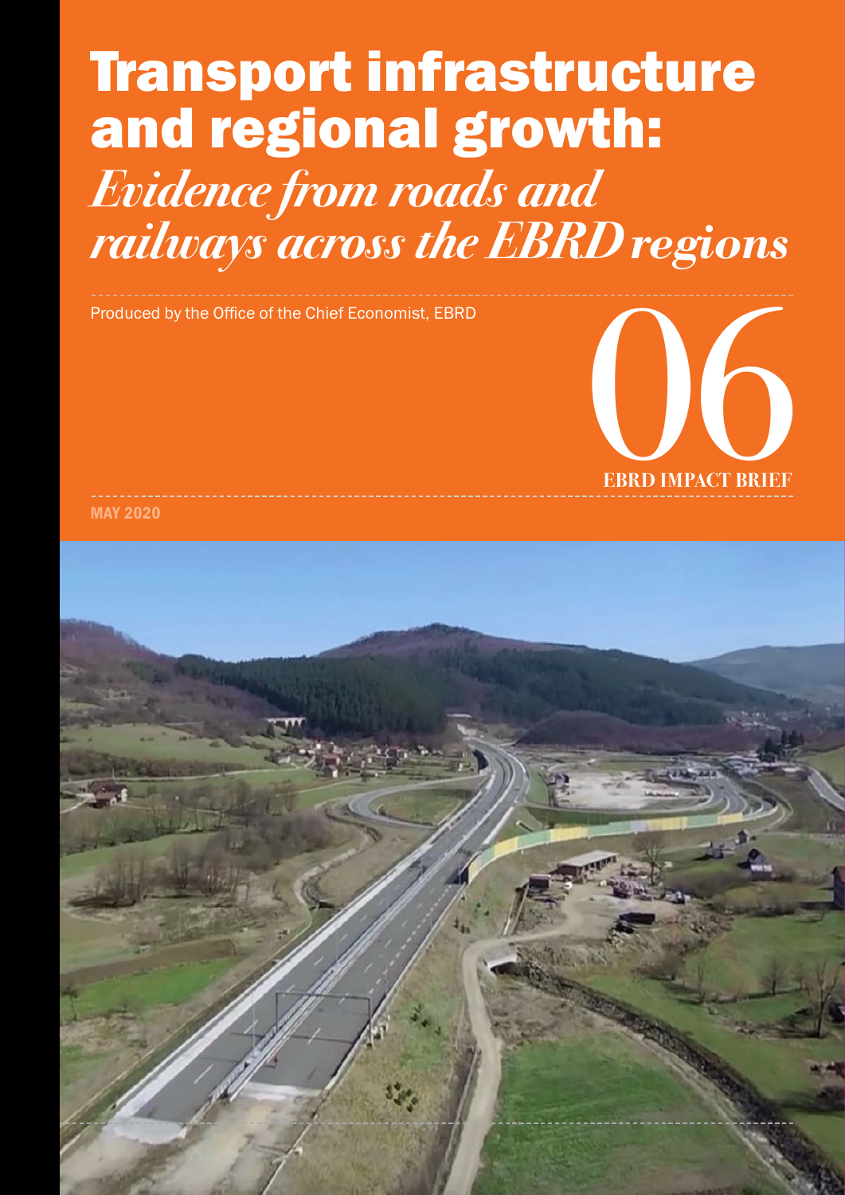# Transport infrastructure and regional growth:

## *Evidence from roads and railways across the EBRD regions*

Produced by the Office of the Chief Economist, EBRD

06

**EBRD IMPACT BRIEF**

MAY 2020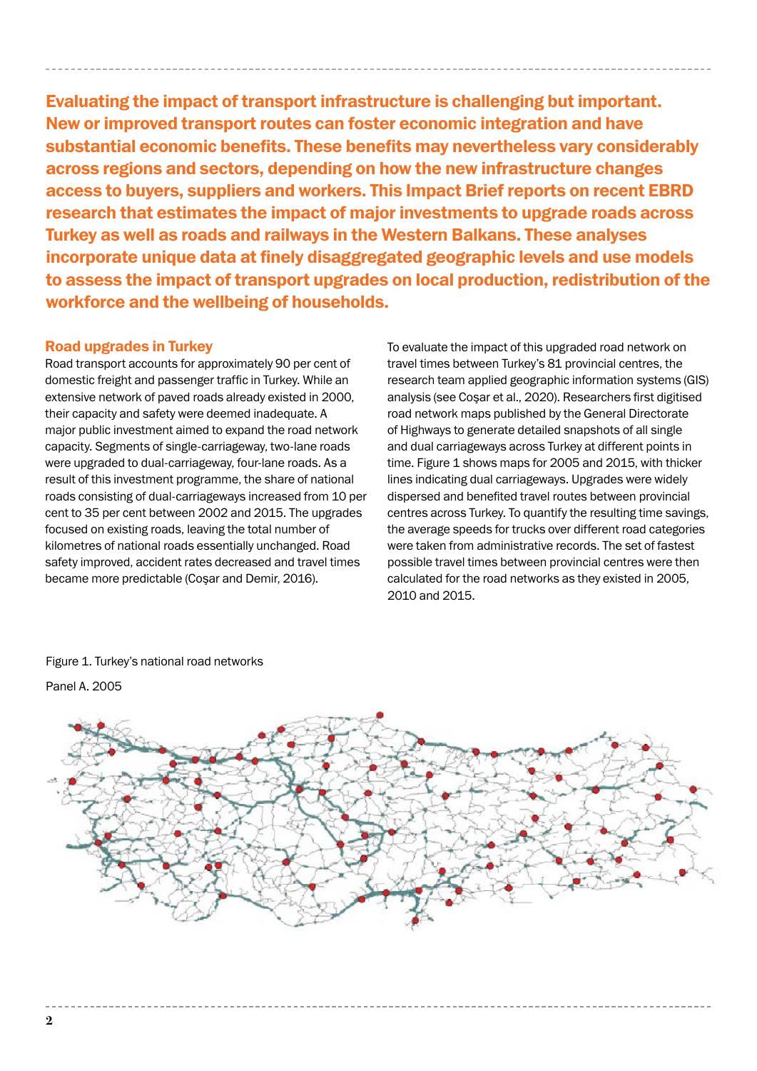**Evaluating the impact of transport infrastructure is challenging but important. New or improved transport routes can foster economic integration and have substantial economic benefits. These benefits may nevertheless vary considerably across regions and sectors, depending on how the new infrastructure changes access to buyers, suppliers and workers. This Impact Brief reports on recent EBRD research that estimates the impact of major investments to upgrade roads across Turkey as well as roads and railways in the Western Balkans. These analyses incorporate unique data at finely disaggregated geographic levels and use models to assess the impact of transport upgrades on local production, redistribution of the workforce and the wellbeing of households.**

## Road upgrades in Turkey

Road transport accounts for approximately 90 per cent of domestic freight and passenger traffic in Turkey. While an extensive network of paved roads already existed in 2000, their capacity and safety were deemed inadequate. A major public investment aimed to expand the road network capacity. Segments of single-carriageway, two-lane roads were upgraded to dual-carriageway, four-lane roads. As a result of this investment programme, the share of national roads consisting of dual-carriageways increased from 10 per cent to 35 per cent between 2002 and 2015. The upgrades focused on existing roads, leaving the total number of kilometres of national roads essentially unchanged. Road safety improved, accident rates decreased and travel times became more predictable (Coşar and Demir, 2016).

To evaluate the impact of this upgraded road network on travel times between Turkey's 81 provincial centres, the research team applied geographic information systems (GIS) analysis (see Coşar et al., 2020). Researchers first digitised road network maps published by the General Directorate of Highways to generate detailed snapshots of all single and dual carriageways across Turkey at different points in time. Figure 1 shows maps for 2005 and 2015, with thicker lines indicating dual carriageways. Upgrades were widely dispersed and benefited travel routes between provincial centres across Turkey. To quantify the resulting time savings, the average speeds for trucks over different road categories were taken from administrative records. The set of fastest possible travel times between provincial centres were then calculated for the road networks as they existed in 2005, 2010 and 2015.

Figure 1. Turkey's national road networks

Panel A. 2005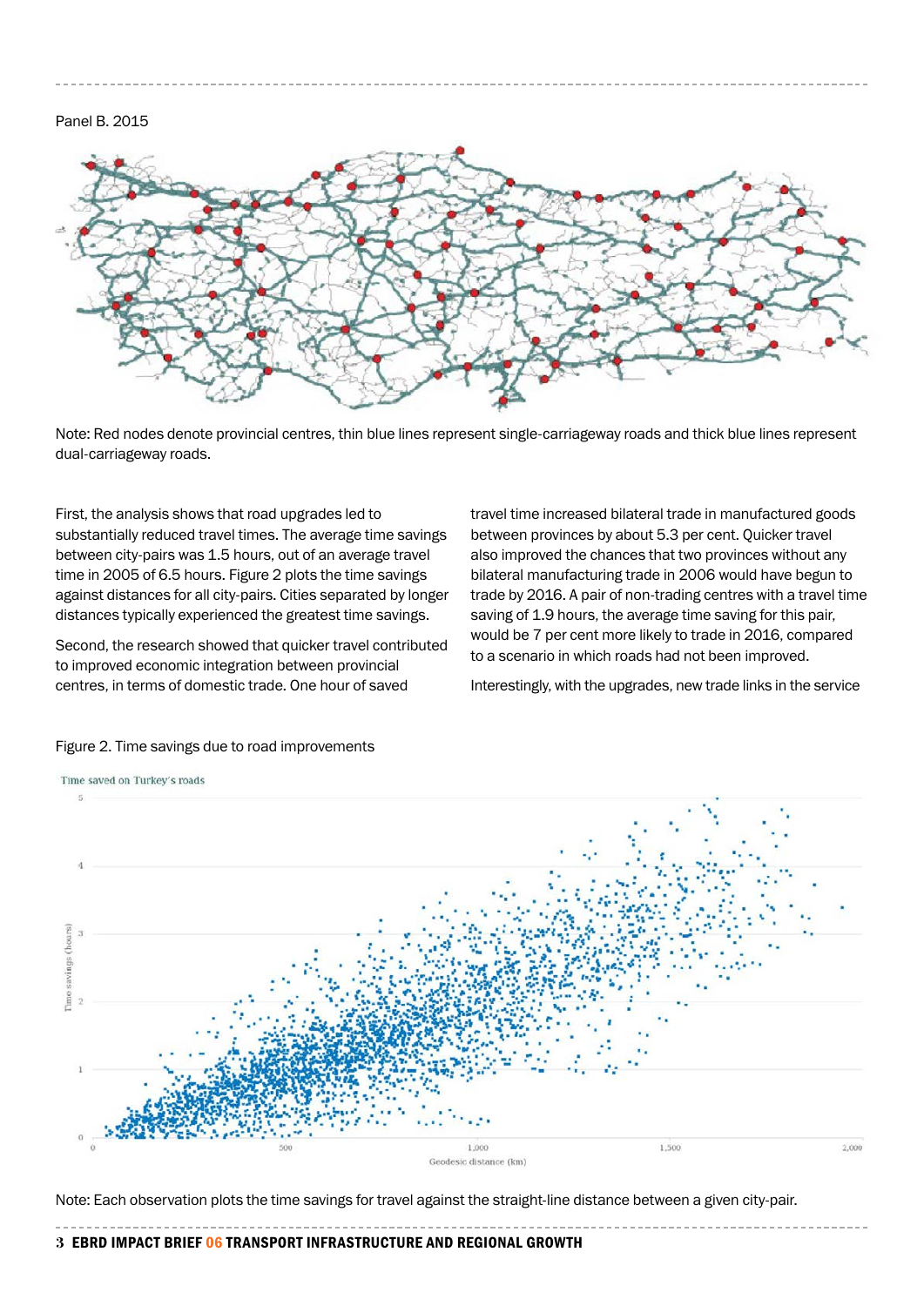Panel B. 2015

Note: Red nodes denote provincial centres, thin blue lines represent single-carriageway roads and thick blue lines represent dual-carriageway roads.

First, the analysis shows that road upgrades led to substantially reduced travel times. The average time savings between city-pairs was 1.5 hours, out of an average travel time in 2005 of 6.5 hours. Figure 2 plots the time savings against distances for all city-pairs. Cities separated by longer distances typically experienced the greatest time savings.

Second, the research showed that quicker travel contributed to improved economic integration between provincial centres, in terms of domestic trade. One hour of saved travel time increased bilateral trade in manufactured goods between provinces by about 5.3 per cent. Quicker travel also improved the chances that two provinces without any bilateral manufacturing trade in 2006 would have begun to trade by 2016. A pair of non-trading centres with a travel time saving of 1.9 hours, the average time saving for this pair, would be 7 per cent more likely to trade in 2016, compared to a scenario in which roads had not been improved.

Interestingly, with the upgrades, new trade links in the service

Figure 2. Time savings due to road improvements

Time saved on Turkey's roads

Note: Each observation plots the time savings for travel against the straight-line distance between a given city-pair.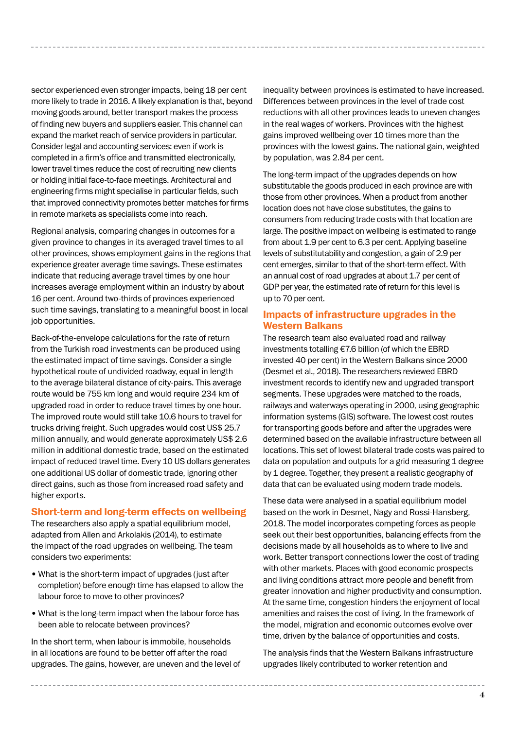sector experienced even stronger impacts, being 18 per cent more likely to trade in 2016. A likely explanation is that, beyond moving goods around, better transport makes the process of finding new buyers and suppliers easier. This channel can expand the market reach of service providers in particular. Consider legal and accounting services: even if work is completed in a firm's office and transmitted electronically, lower travel times reduce the cost of recruiting new clients or holding initial face-to-face meetings. Architectural and engineering firms might specialise in particular fields, such that improved connectivity promotes better matches for firms in remote markets as specialists come into reach.

Regional analysis, comparing changes in outcomes for a given province to changes in its averaged travel times to all other provinces, shows employment gains in the regions that experience greater average time savings. These estimates indicate that reducing average travel times by one hour increases average employment within an industry by about 16 per cent. Around two-thirds of provinces experienced such time savings, translating to a meaningful boost in local job opportunities.

Back-of-the-envelope calculations for the rate of return from the Turkish road investments can be produced using the estimated impact of time savings. Consider a single hypothetical route of undivided roadway, equal in length to the average bilateral distance of city-pairs. This average route would be 755 km long and would require 234 km of upgraded road in order to reduce travel times by one hour. The improved route would still take 10.6 hours to travel for trucks driving freight. Such upgrades would cost US$ 25.7 million annually, and would generate approximately US$ 2.6 million in additional domestic trade, based on the estimated impact of reduced travel time. Every 10 US dollars generates one additional US dollar of domestic trade, ignoring other direct gains, such as those from increased road safety and higher exports.

## Short-term and long-term effects on wellbeing

The researchers also apply a spatial equilibrium model, adapted from Allen and Arkolakis (2014), to estimate the impact of the road upgrades on wellbeing. The team considers two experiments:

- What is the short-term impact of upgrades (just after completion) before enough time has elapsed to allow the labour force to move to other provinces?
- What is the long-term impact when the labour force has been able to relocate between provinces?

In the short term, when labour is immobile, households in all locations are found to be better off after the road upgrades. The gains, however, are uneven and the level of inequality between provinces is estimated to have increased. Differences between provinces in the level of trade cost reductions with all other provinces leads to uneven changes in the real wages of workers. Provinces with the highest gains improved wellbeing over 10 times more than the provinces with the lowest gains. The national gain, weighted by population, was 2.84 per cent.

The long-term impact of the upgrades depends on how substitutable the goods produced in each province are with those from other provinces. When a product from another location does not have close substitutes, the gains to consumers from reducing trade costs with that location are large. The positive impact on wellbeing is estimated to range from about 1.9 per cent to 6.3 per cent. Applying baseline levels of substitutability and congestion, a gain of 2.9 per cent emerges, similar to that of the short-term effect. With an annual cost of road upgrades at about 1.7 per cent of GDP per year, the estimated rate of return for this level is up to 70 per cent.

## Impacts of infrastructure upgrades in the Western Balkans

The research team also evaluated road and railway investments totalling €7.6 billion (of which the EBRD invested 40 per cent) in the Western Balkans since 2000 (Desmet et al., 2018). The researchers reviewed EBRD investment records to identify new and upgraded transport segments. These upgrades were matched to the roads, railways and waterways operating in 2000, using geographic information systems (GIS) software. The lowest cost routes for transporting goods before and after the upgrades were determined based on the available infrastructure between all locations. This set of lowest bilateral trade costs was paired to data on population and outputs for a grid measuring 1 degree by 1 degree. Together, they present a realistic geography of data that can be evaluated using modern trade models.

These data were analysed in a spatial equilibrium model based on the work in Desmet, Nagy and Rossi-Hansberg, 2018. The model incorporates competing forces as people seek out their best opportunities, balancing effects from the decisions made by all households as to where to live and work. Better transport connections lower the cost of trading with other markets. Places with good economic prospects and living conditions attract more people and benefit from greater innovation and higher productivity and consumption. At the same time, congestion hinders the enjoyment of local amenities and raises the cost of living. In the framework of the model, migration and economic outcomes evolve over time, driven by the balance of opportunities and costs.

The analysis finds that the Western Balkans infrastructure upgrades likely contributed to worker retention and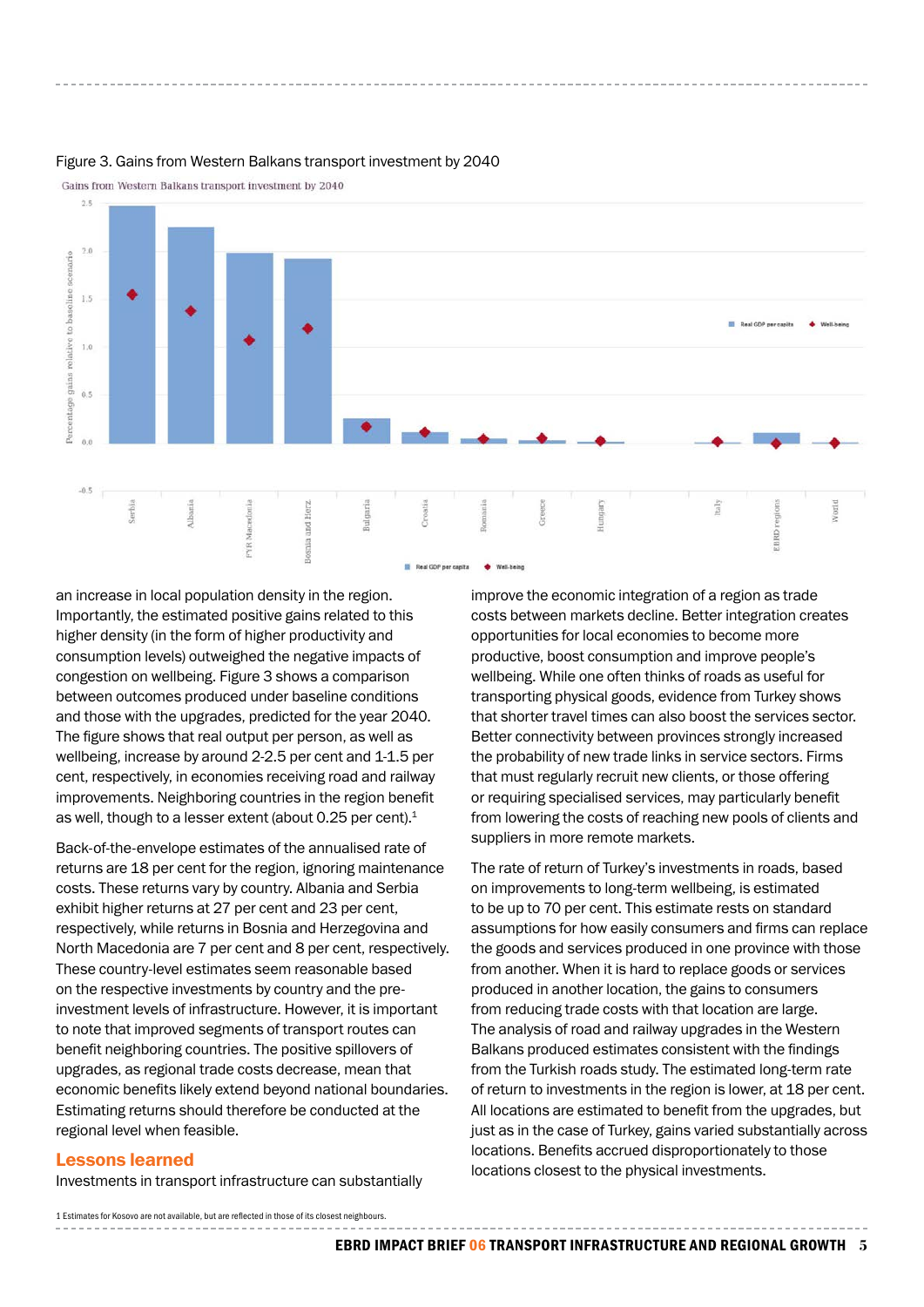Figure 3. Gains from Western Balkans transport investment by 2040

an increase in local population density in the region. Importantly, the estimated positive gains related to this higher density (in the form of higher productivity and consumption levels) outweighed the negative impacts of congestion on wellbeing. Figure 3 shows a comparison between outcomes produced under baseline conditions and those with the upgrades, predicted for the year 2040. The figure shows that real output per person, as well as wellbeing, increase by around 2-2.5 per cent and 1-1.5 per cent, respectively, in economies receiving road and railway improvements. Neighboring countries in the region benefit as well, though to a lesser extent (about 0.25 per cent).[1]

Back-of-the-envelope estimates of the annualised rate of returns are 18 per cent for the region, ignoring maintenance costs. These returns vary by country. Albania and Serbia exhibit higher returns at 27 per cent and 23 per cent, respectively, while returns in Bosnia and Herzegovina and North Macedonia are 7 per cent and 8 per cent, respectively. These country-level estimates seem reasonable based on the respective investments by country and the pre-investment levels of infrastructure. However, it is important to note that improved segments of transport routes can benefit neighboring countries. The positive spillovers of upgrades, as regional trade costs decrease, mean that economic benefits likely extend beyond national boundaries. Estimating returns should therefore be conducted at the regional level when feasible.

## Lessons learned

Investments in transport infrastructure can substantially improve the economic integration of a region as trade costs between markets decline. Better integration creates opportunities for local economies to become more productive, boost consumption and improve people's wellbeing. While one often thinks of roads as useful for transporting physical goods, evidence from Turkey shows that shorter travel times can also boost the services sector. Better connectivity between provinces strongly increased the probability of new trade links in service sectors. Firms that must regularly recruit new clients, or those offering or requiring specialised services, may particularly benefit from lowering the costs of reaching new pools of clients and suppliers in more remote markets.

The rate of return of Turkey's investments in roads, based on improvements to long-term wellbeing, is estimated to be up to 70 per cent. This estimate rests on standard assumptions for how easily consumers and firms can replace the goods and services produced in one province with those from another. When it is hard to replace goods or services produced in another location, the gains to consumers from reducing trade costs with that location are large. The analysis of road and railway upgrades in the Western Balkans produced estimates consistent with the findings from the Turkish roads study. The estimated long-term rate of return to investments in the region is lower, at 18 per cent. All locations are estimated to benefit from the upgrades, but just as in the case of Turkey, gains varied substantially across locations. Benefits accrued disproportionately to those locations closest to the physical investments.

1 Estimates for Kosovo are not available, but are reflected in those of its closest neighbours.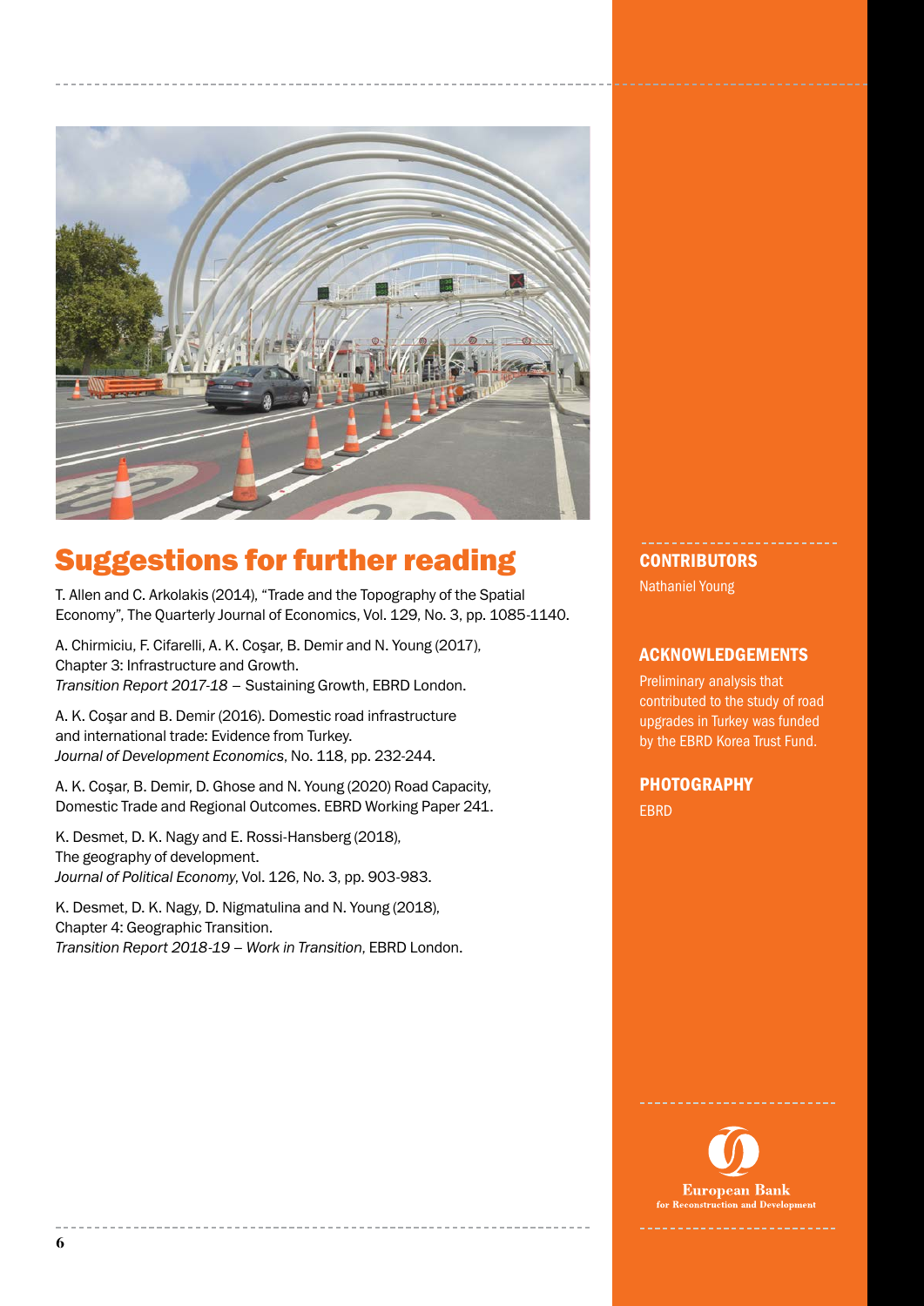## Suggestions for further reading

T. Allen and C. Arkolakis (2014), "Trade and the Topography of the Spatial Economy", The Quarterly Journal of Economics, Vol. 129, No. 3, pp. 1085-1140.

A. Chirmiciu, F. Cifarelli, A. K. Coşar, B. Demir and N. Young (2017), Chapter 3: Infrastructure and Growth. *Transition Report 2017-18* – Sustaining Growth, EBRD London.

A. K. Coşar and B. Demir (2016). Domestic road infrastructure and international trade: Evidence from Turkey. *Journal of Development Economics*, No. 118, pp. 232-244.

A. K. Coşar, B. Demir, D. Ghose and N. Young (2020) Road Capacity, Domestic Trade and Regional Outcomes. EBRD Working Paper 241.

K. Desmet, D. K. Nagy and E. Rossi-Hansberg (2018), The geography of development. *Journal of Political Economy*, Vol. 126, No. 3, pp. 903-983.

K. Desmet, D. K. Nagy, D. Nigmatulina and N. Young (2018), Chapter 4: Geographic Transition. *Transition Report 2018-19 – Work in Transition*, EBRD London.

### CONTRIBUTORS

Nathaniel Young

### ACKNOWLEDGEMENTS

Preliminary analysis that contributed to the study of road upgrades in Turkey was funded by the EBRD Korea Trust Fund.

### PHOTOGRAPHY

EBRD

European Bank for Reconstruction and Development